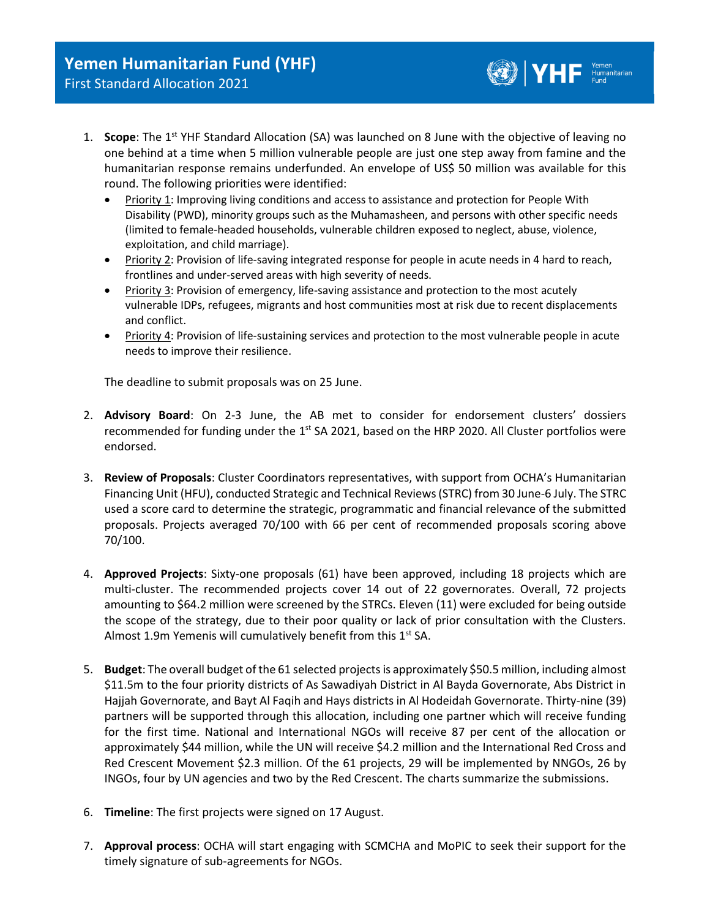# Yemen Humanitarian Fund (YHF)

## First Standard Allocation 2021

1. **Scope**: The 1st YHF Standard Allocation (SA) was launched on 8 June with the objective of leaving no one behind at a time when 5 million vulnerable people are just one step away from famine and the humanitarian response remains underfunded. An envelope of US$ 50 million was available for this round. The following priorities were identified:
   - Priority 1: Improving living conditions and access to assistance and protection for People With Disability (PWD), minority groups such as the Muhamasheen, and persons with other specific needs (limited to female-headed households, vulnerable children exposed to neglect, abuse, violence, exploitation, and child marriage).
   - Priority 2: Provision of life-saving integrated response for people in acute needs in 4 hard to reach, frontlines and under-served areas with high severity of needs.
   - Priority 3: Provision of emergency, life-saving assistance and protection to the most acutely vulnerable IDPs, refugees, migrants and host communities most at risk due to recent displacements and conflict.
   - Priority 4: Provision of life-sustaining services and protection to the most vulnerable people in acute needs to improve their resilience.

   The deadline to submit proposals was on 25 June.

2. **Advisory Board**: On 2-3 June, the AB met to consider for endorsement clusters' dossiers recommended for funding under the 1st SA 2021, based on the HRP 2020. All Cluster portfolios were endorsed.

3. **Review of Proposals**: Cluster Coordinators representatives, with support from OCHA's Humanitarian Financing Unit (HFU), conducted Strategic and Technical Reviews (STRC) from 30 June-6 July. The STRC used a score card to determine the strategic, programmatic and financial relevance of the submitted proposals. Projects averaged 70/100 with 66 per cent of recommended proposals scoring above 70/100.

4. **Approved Projects**: Sixty-one proposals (61) have been approved, including 18 projects which are multi-cluster. The recommended projects cover 14 out of 22 governorates. Overall, 72 projects amounting to $64.2 million were screened by the STRCs. Eleven (11) were excluded for being outside the scope of the strategy, due to their poor quality or lack of prior consultation with the Clusters. Almost 1.9m Yemenis will cumulatively benefit from this 1st SA.

5. **Budget**: The overall budget of the 61 selected projects is approximately $50.5 million, including almost $11.5m to the four priority districts of As Sawadiyah District in Al Bayda Governorate, Abs District in Hajjah Governorate, and Bayt Al Faqih and Hays districts in Al Hodeidah Governorate. Thirty-nine (39) partners will be supported through this allocation, including one partner which will receive funding for the first time. National and International NGOs will receive 87 per cent of the allocation or approximately $44 million, while the UN will receive $4.2 million and the International Red Cross and Red Crescent Movement $2.3 million. Of the 61 projects, 29 will be implemented by NNGOs, 26 by INGOs, four by UN agencies and two by the Red Crescent. The charts summarize the submissions.

6. **Timeline**: The first projects were signed on 17 August.

7. **Approval process**: OCHA will start engaging with SCMCHA and MoPIC to seek their support for the timely signature of sub-agreements for NGOs.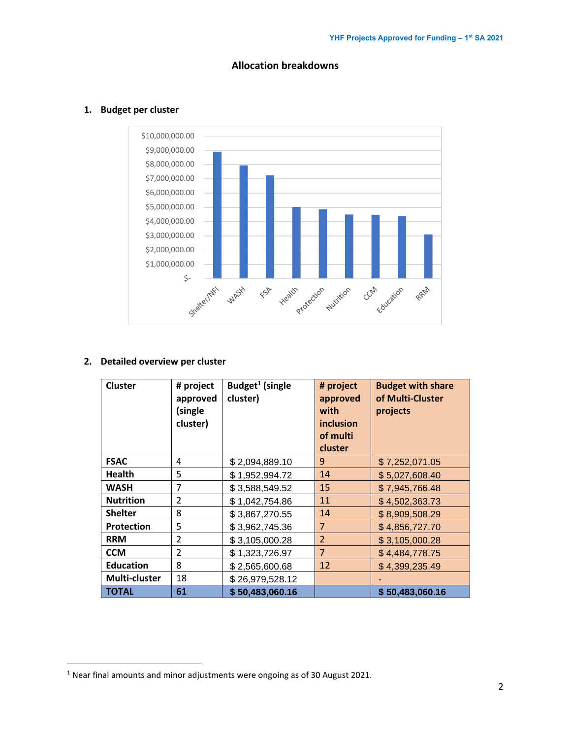## Allocation breakdowns

### 1. Budget per cluster

### 2. Detailed overview per cluster

| Cluster | # project approved (single cluster) | Budget[1] (single cluster) | # project approved with inclusion of multi cluster | Budget with share of Multi-Cluster projects |
|---|---|---|---|---|
| **FSAC** | 4 | $ 2,094,889.10 | 9 | $ 7,252,071.05 |
| **Health** | 5 | $ 1,952,994.72 | 14 | $ 5,027,608.40 |
| **WASH** | 7 | $ 3,588,549.52 | 15 | $ 7,945,766.48 |
| **Nutrition** | 2 | $ 1,042,754.86 | 11 | $ 4,502,363.73 |
| **Shelter** | 8 | $ 3,867,270.55 | 14 | $ 8,909,508.29 |
| **Protection** | 5 | $ 3,962,745.36 | 7 | $ 4,856,727.70 |
| **RRM** | 2 | $ 3,105,000.28 | 2 | $ 3,105,000.28 |
| **CCM** | 2 | $ 1,323,726.97 | 7 | $ 4,484,778.75 |
| **Education** | 8 | $ 2,565,600.68 | 12 | $ 4,399,235.49 |
| **Multi-cluster** | 18 | $ 26,979,528.12 | | - |
| **TOTAL** | **61** | **$ 50,483,060.16** | | **$ 50,483,060.16** |

[1] Near final amounts and minor adjustments were ongoing as of 30 August 2021.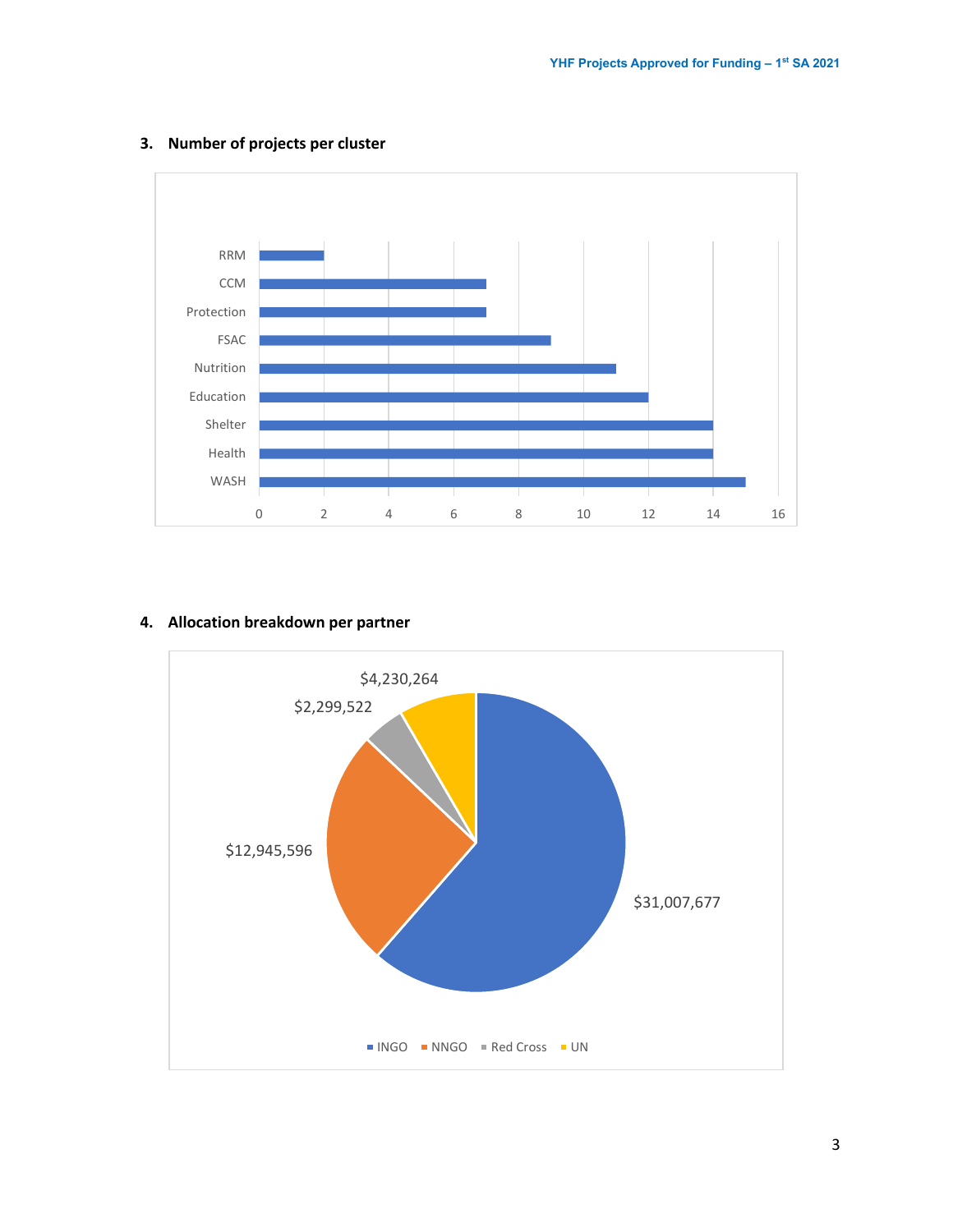## 3. Number of projects per cluster

| Cluster | Number of projects |
|---|---|
| RRM | 2 |
| CCM | 7 |
| Protection | 7 |
| FSAC | 9 |
| Nutrition | 11 |
| Education | 12 |
| Shelter | 14 |
| Health | 14 |
| WASH | 15 |

## 4. Allocation breakdown per partner

| Partner | Allocation |
|---|---|
| INGO | $31,007,677 |
| NNGO | $12,945,596 |
| Red Cross | $2,299,522 |
| UN | $4,230,264 |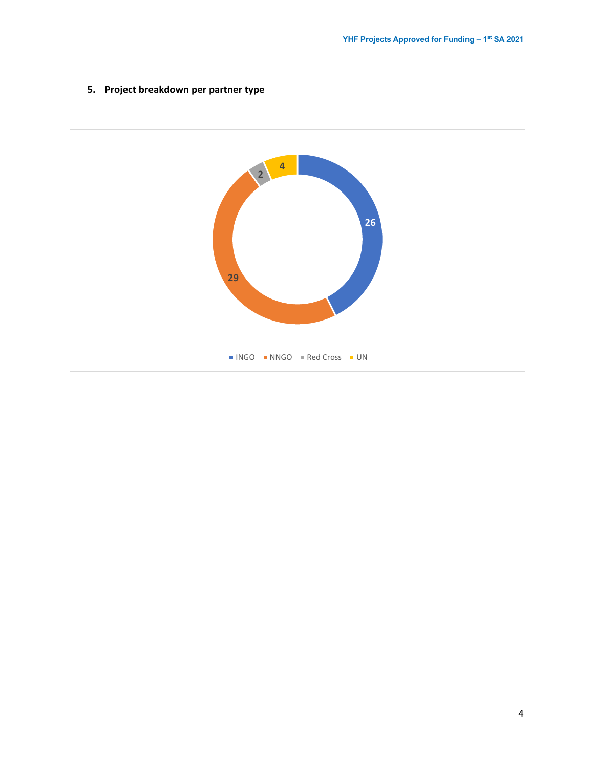## 5. Project breakdown per partner type

| Partner type | Projects |
| --- | --- |
| INGO | 26 |
| NNGO | 29 |
| Red Cross | 2 |
| UN | 4 |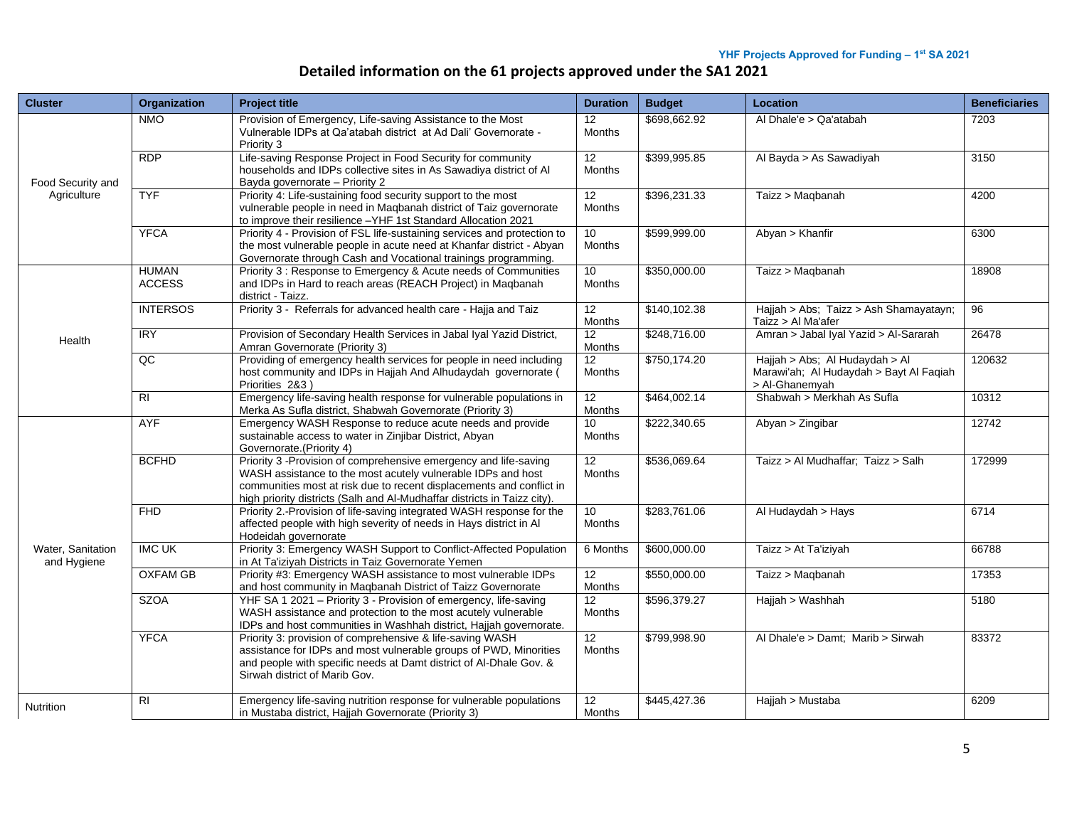# Detailed information on the 61 projects approved under the SA1 2021

| Cluster | Organization | Project title | Duration | Budget | Location | Beneficiaries |
|---|---|---|---|---|---|---|
| Food Security and Agriculture | NMO | Provision of Emergency, Life-saving Assistance to the Most Vulnerable IDPs at Qa'atabah district at Ad Dali' Governorate - Priority 3 | 12 Months | $698,662.92 | Al Dhale'e > Qa'atabah | 7203 |
| | RDP | Life-saving Response Project in Food Security for community households and IDPs collective sites in As Sawadiya district of Al Bayda governorate – Priority 2 | 12 Months | $399,995.85 | Al Bayda > As Sawadiyah | 3150 |
| | TYF | Priority 4: Life-sustaining food security support to the most vulnerable people in need in Maqbanah district of Taiz governorate to improve their resilience –YHF 1st Standard Allocation 2021 | 12 Months | $396,231.33 | Taizz > Maqbanah | 4200 |
| | YFCA | Priority 4 - Provision of FSL life-sustaining services and protection to the most vulnerable people in acute need at Khanfar district - Abyan Governorate through Cash and Vocational trainings programming. | 10 Months | $599,999.00 | Abyan > Khanfir | 6300 |
| Health | HUMAN ACCESS | Priority 3 : Response to Emergency & Acute needs of Communities and IDPs in Hard to reach areas (REACH Project) in Maqbanah district - Taizz. | 10 Months | $350,000.00 | Taizz > Maqbanah | 18908 |
| | INTERSOS | Priority 3 - Referrals for advanced health care - Hajja and Taiz | 12 Months | $140,102.38 | Hajjah > Abs; Taizz > Ash Shamayatayn; Taizz > Al Ma'afer | 96 |
| | IRY | Provision of Secondary Health Services in Jabal Iyal Yazid District, Amran Governorate (Priority 3) | 12 Months | $248,716.00 | Amran > Jabal Iyal Yazid > Al-Sararah | 26478 |
| | QC | Providing of emergency health services for people in need including host community and IDPs in Hajjah And Alhudaydah governorate ( Priorities 2&3 ) | 12 Months | $750,174.20 | Hajjah > Abs; Al Hudaydah > Al Marawi'ah; Al Hudaydah > Bayt Al Faqiah > Al-Ghanemyah | 120632 |
| | RI | Emergency life-saving health response for vulnerable populations in Merka As Sufla district, Shabwah Governorate (Priority 3) | 12 Months | $464,002.14 | Shabwah > Merkhah As Sufla | 10312 |
| Water, Sanitation and Hygiene | AYF | Emergency WASH Response to reduce acute needs and provide sustainable access to water in Zinjibar District, Abyan Governorate.(Priority 4) | 10 Months | $222,340.65 | Abyan > Zingibar | 12742 |
| | BCFHD | Priority 3 -Provision of comprehensive emergency and life-saving WASH assistance to the most acutely vulnerable IDPs and host communities most at risk due to recent displacements and conflict in high priority districts (Salh and Al-Mudhaffar districts in Taizz city). | 12 Months | $536,069.64 | Taizz > Al Mudhaffar; Taizz > Salh | 172999 |
| | FHD | Priority 2.-Provision of life-saving integrated WASH response for the affected people with high severity of needs in Hays district in Al Hodeidah governorate | 10 Months | $283,761.06 | Al Hudaydah > Hays | 6714 |
| | IMC UK | Priority 3: Emergency WASH Support to Conflict-Affected Population in At Ta'iziyah Districts in Taiz Governorate Yemen | 6 Months | $600,000.00 | Taizz > At Ta'iziyah | 66788 |
| | OXFAM GB | Priority #3: Emergency WASH assistance to most vulnerable IDPs and host community in Maqbanah District of Taizz Governorate | 12 Months | $550,000.00 | Taizz > Maqbanah | 17353 |
| | SZOA | YHF SA 1 2021 – Priority 3 - Provision of emergency, life-saving WASH assistance and protection to the most acutely vulnerable IDPs and host communities in Washhah district, Hajjah governorate. | 12 Months | $596,379.27 | Hajjah > Washhah | 5180 |
| | YFCA | Priority 3: provision of comprehensive & life-saving WASH assistance for IDPs and most vulnerable groups of PWD, Minorities and people with specific needs at Damt district of Al-Dhale Gov. & Sirwah district of Marib Gov. | 12 Months | $799,998.90 | Al Dhale'e > Damt; Marib > Sirwah | 83372 |
| Nutrition | RI | Emergency life-saving nutrition response for vulnerable populations in Mustaba district, Hajjah Governorate (Priority 3) | 12 Months | $445,427.36 | Hajjah > Mustaba | 6209 |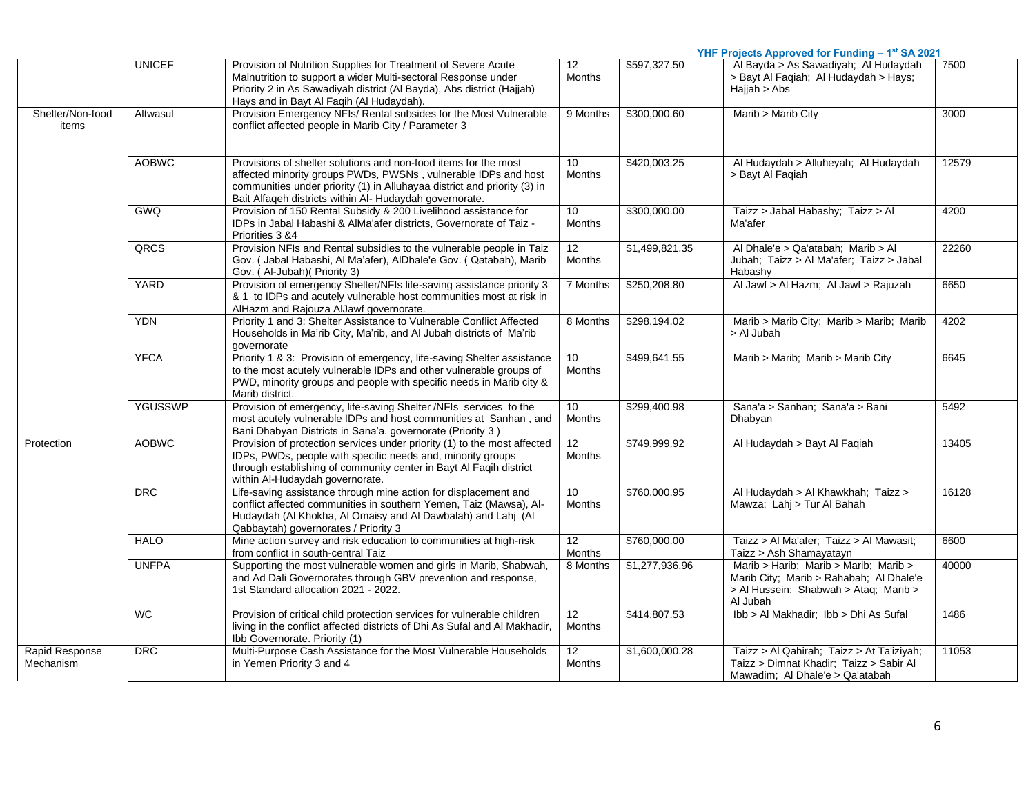| | | | | | | |
|---|---|---|---|---|---|---|
| | UNICEF | Provision of Nutrition Supplies for Treatment of Severe Acute Malnutrition to support a wider Multi-sectoral Response under Priority 2 in As Sawadiyah district (Al Bayda), Abs district (Hajjah) Hays and in Bayt Al Faqih (Al Hudaydah). | 12 Months | $597,327.50 | Al Bayda > As Sawadiyah; Al Hudaydah > Bayt Al Faqiah; Al Hudaydah > Hays; Hajjah > Abs | 7500 |
| Shelter/Non-food items | Altwasul | Provision Emergency NFIs/ Rental subsides for the Most Vulnerable conflict affected people in Marib City / Parameter 3 | 9 Months | $300,000.60 | Marib > Marib City | 3000 |
| | AOBWC | Provisions of shelter solutions and non-food items for the most affected minority groups PWDs, PWSNs , vulnerable IDPs and host communities under priority (1) in Alluhayaa district and priority (3) in Bait Alfaqeh districts within Al- Hudaydah governorate. | 10 Months | $420,003.25 | Al Hudaydah > Alluheyah; Al Hudaydah > Bayt Al Faqiah | 12579 |
| | GWQ | Provision of 150 Rental Subsidy & 200 Livelihood assistance for IDPs in Jabal Habashi & AlMa'afer districts, Governorate of Taiz - Priorities 3 &4 | 10 Months | $300,000.00 | Taizz > Jabal Habashy; Taizz > Al Ma'afer | 4200 |
| | QRCS | Provision NFIs and Rental subsidies to the vulnerable people in Taiz Gov. ( Jabal Habashi, Al Ma'afer), AlDhale'e Gov. ( Qatabah), Marib Gov. ( Al-Jubah)( Priority 3) | 12 Months | $1,499,821.35 | Al Dhale'e > Qa'atabah; Marib > Al Jubah; Taizz > Al Ma'afer; Taizz > Jabal Habashy | 22260 |
| | YARD | Provision of emergency Shelter/NFIs life-saving assistance priority 3 & 1 to IDPs and acutely vulnerable host communities most at risk in AlHazm and Rajouza AlJawf governorate. | 7 Months | $250,208.80 | Al Jawf > Al Hazm; Al Jawf > Rajuzah | 6650 |
| | YDN | Priority 1 and 3: Shelter Assistance to Vulnerable Conflict Affected Households in Ma'rib City, Ma'rib, and Al Jubah districts of Ma'rib governorate | 8 Months | $298,194.02 | Marib > Marib City; Marib > Marib; Marib > Al Jubah | 4202 |
| | YFCA | Priority 1 & 3: Provision of emergency, life-saving Shelter assistance to the most acutely vulnerable IDPs and other vulnerable groups of PWD, minority groups and people with specific needs in Marib city & Marib district. | 10 Months | $499,641.55 | Marib > Marib; Marib > Marib City | 6645 |
| | YGUSSWP | Provision of emergency, life-saving Shelter /NFIs services to the most acutely vulnerable IDPs and host communities at Sanhan , and Bani Dhabyan Districts in Sana'a. governorate (Priority 3 ) | 10 Months | $299,400.98 | Sana'a > Sanhan; Sana'a > Bani Dhabyan | 5492 |
| Protection | AOBWC | Provision of protection services under priority (1) to the most affected IDPs, PWDs, people with specific needs and, minority groups through establishing of community center in Bayt Al Faqih district within Al-Hudaydah governorate. | 12 Months | $749,999.92 | Al Hudaydah > Bayt Al Faqiah | 13405 |
| | DRC | Life-saving assistance through mine action for displacement and conflict affected communities in southern Yemen, Taiz (Mawsa), Al-Hudaydah (Al Khokha, Al Omaisy and Al Dawbalah) and Lahj (Al Qabbaytah) governorates / Priority 3 | 10 Months | $760,000.95 | Al Hudaydah > Al Khawkhah; Taizz > Mawza; Lahj > Tur Al Bahah | 16128 |
| | HALO | Mine action survey and risk education to communities at high-risk from conflict in south-central Taiz | 12 Months | $760,000.00 | Taizz > Al Ma'afer; Taizz > Al Mawasit; Taizz > Ash Shamayatayn | 6600 |
| | UNFPA | Supporting the most vulnerable women and girls in Marib, Shabwah, and Ad Dali Governorates through GBV prevention and response, 1st Standard allocation 2021 - 2022. | 8 Months | $1,277,936.96 | Marib > Harib; Marib > Marib; Marib > Marib City; Marib > Rahabah; Al Dhale'e > Al Hussein; Shabwah > Ataq; Marib > Al Jubah | 40000 |
| | WC | Provision of critical child protection services for vulnerable children living in the conflict affected districts of Dhi As Sufal and Al Makhadir, Ibb Governorate. Priority (1) | 12 Months | $414,807.53 | Ibb > Al Makhadir; Ibb > Dhi As Sufal | 1486 |
| Rapid Response Mechanism | DRC | Multi-Purpose Cash Assistance for the Most Vulnerable Households in Yemen Priority 3 and 4 | 12 Months | $1,600,000.28 | Taizz > Al Qahirah; Taizz > At Ta'iziyah; Taizz > Dimnat Khadir; Taizz > Sabir Al Mawadim; Al Dhale'e > Qa'atabah | 11053 |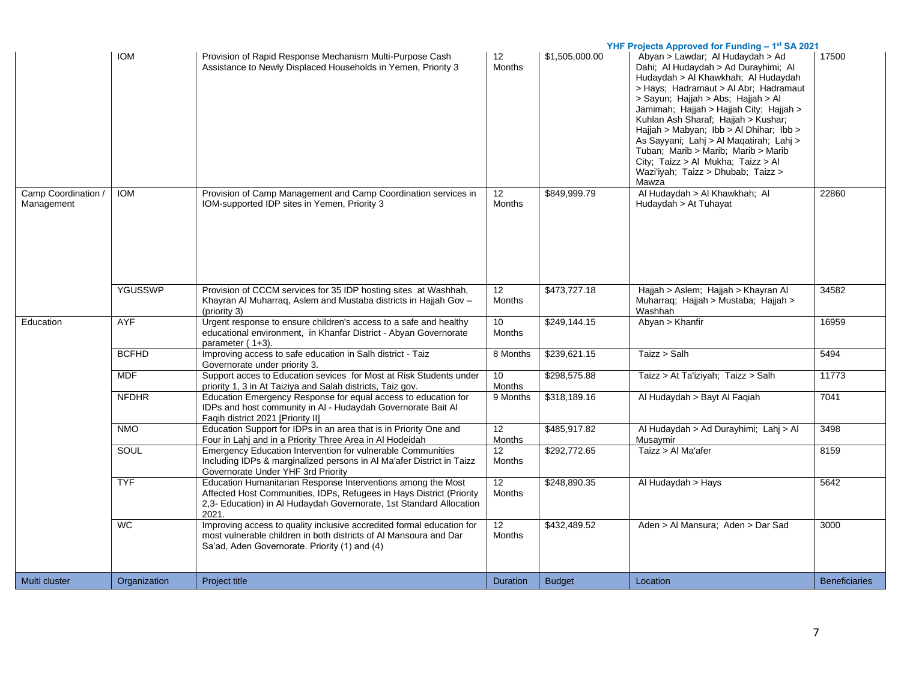| | | | | | | |
|---|---|---|---|---|---|---|
| | IOM | Provision of Rapid Response Mechanism Multi-Purpose Cash Assistance to Newly Displaced Households in Yemen, Priority 3 | 12 Months | $1,505,000.00 | Abyan > Lawdar; Al Hudaydah > Ad Dahi; Al Hudaydah > Ad Durayhimi; Al Hudaydah > Al Khawkhah; Al Hudaydah > Hays; Hadramaut > Al Abr; Hadramaut > Sayun; Hajjah > Abs; Hajjah > Al Jamimah; Hajjah > Hajjah City; Hajjah > Kuhlan Ash Sharaf; Hajjah > Kushar; Hajjah > Mabyan; Ibb > Al Dhihar; Ibb > As Sayyani; Lahj > Al Maqatirah; Lahj > Tuban; Marib > Marib; Marib > Marib City; Taizz > Al Mukha; Taizz > Al Wazi'iyah; Taizz > Dhubab; Taizz > Mawza | 17500 |
| Camp Coordination / Management | IOM | Provision of Camp Management and Camp Coordination services in IOM-supported IDP sites in Yemen, Priority 3 | 12 Months | $849,999.79 | Al Hudaydah > Al Khawkhah; Al Hudaydah > At Tuhayat | 22860 |
| | YGUSSWP | Provision of CCCM services for 35 IDP hosting sites at Washhah, Khayran Al Muharraq, Aslem and Mustaba districts in Hajjah Gov – (priority 3) | 12 Months | $473,727.18 | Hajjah > Aslem; Hajjah > Khayran Al Muharraq; Hajjah > Mustaba; Hajjah > Washhah | 34582 |
| Education | AYF | Urgent response to ensure children's access to a safe and healthy educational environment, in Khanfar District - Abyan Governorate parameter ( 1+3). | 10 Months | $249,144.15 | Abyan > Khanfir | 16959 |
| | BCFHD | Improving access to safe education in Salh district - Taiz Governorate under priority 3. | 8 Months | $239,621.15 | Taizz > Salh | 5494 |
| | MDF | Support acces to Education sevices for Most at Risk Students under priority 1, 3 in At Taiziya and Salah districts, Taiz gov. | 10 Months | $298,575.88 | Taizz > At Ta'iziyah; Taizz > Salh | 11773 |
| | NFDHR | Education Emergency Response for equal access to education for IDPs and host community in Al - Hudaydah Governorate Bait Al Faqih district 2021 [Priority II] | 9 Months | $318,189.16 | Al Hudaydah > Bayt Al Faqiah | 7041 |
| | NMO | Education Support for IDPs in an area that is in Priority One and Four in Lahj and in a Priority Three Area in Al Hodeidah | 12 Months | $485,917.82 | Al Hudaydah > Ad Durayhimi; Lahj > Al Musaymir | 3498 |
| | SOUL | Emergency Education Intervention for vulnerable Communities Including IDPs & marginalized persons in Al Ma'afer District in Taizz Governorate Under YHF 3rd Priority | 12 Months | $292,772.65 | Taizz > Al Ma'afer | 8159 |
| | TYF | Education Humanitarian Response Interventions among the Most Affected Host Communities, IDPs, Refugees in Hays District (Priority 2,3- Education) in Al Hudaydah Governorate, 1st Standard Allocation 2021. | 12 Months | $248,890.35 | Al Hudaydah > Hays | 5642 |
| | WC | Improving access to quality inclusive accredited formal education for most vulnerable children in both districts of Al Mansoura and Dar Sa'ad, Aden Governorate. Priority (1) and (4) | 12 Months | $432,489.52 | Aden > Al Mansura; Aden > Dar Sad | 3000 |
| Multi cluster | Organization | Project title | Duration | Budget | Location | Beneficiaries |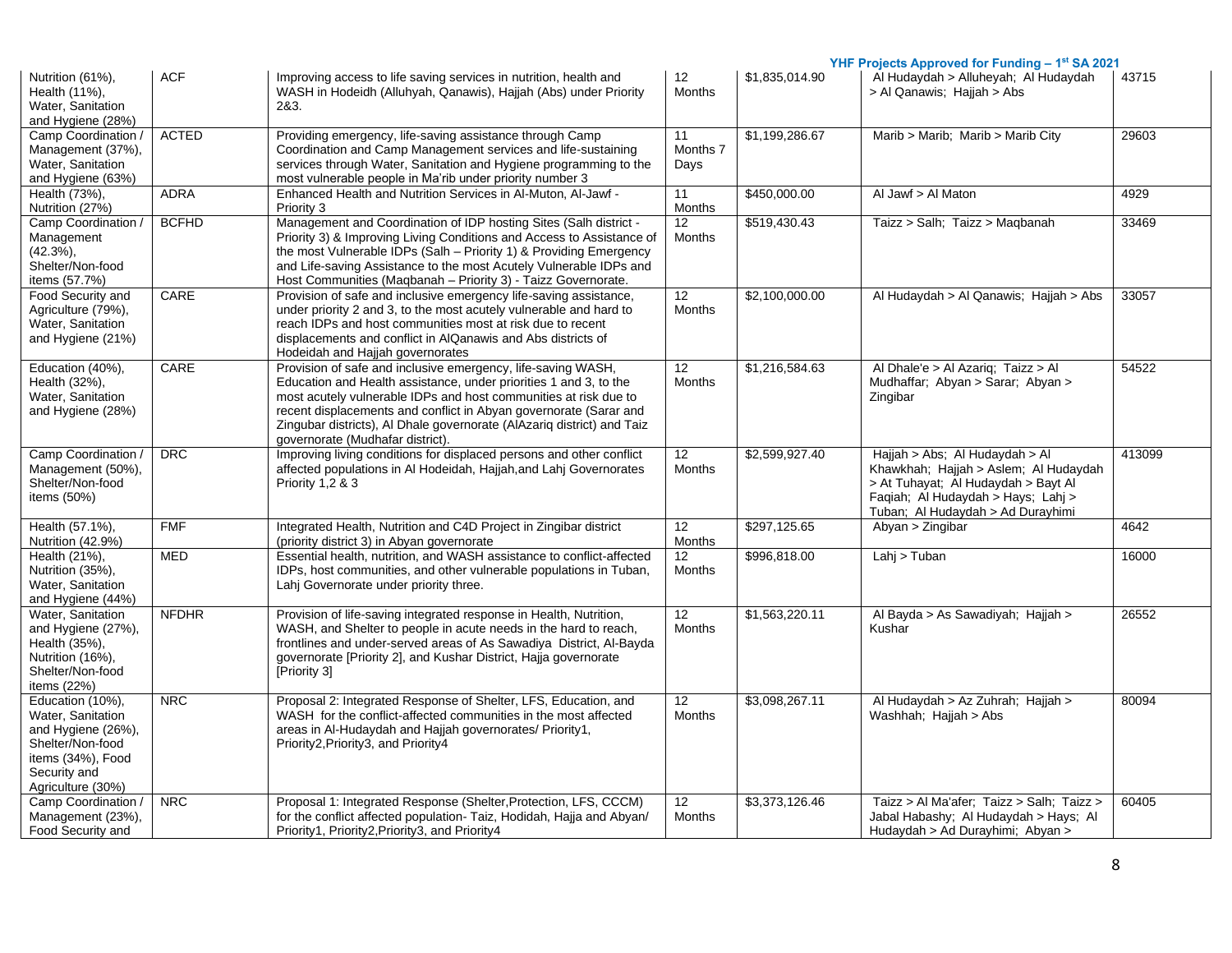| Nutrition (61%), Health (11%), Water, Sanitation and Hygiene (28%) | ACF | Improving access to life saving services in nutrition, health and WASH in Hodeidh (Alluhyah, Qanawis), Hajjah (Abs) under Priority 2&3. | 12 Months | $1,835,014.90 | Al Hudaydah > Alluheyah; Al Hudaydah > Al Qanawis; Hajjah > Abs | 43715 |
|---|---|---|---|---|---|---|
| Camp Coordination / Management (37%), Water, Sanitation and Hygiene (63%) | ACTED | Providing emergency, life-saving assistance through Camp Coordination and Camp Management services and life-sustaining services through Water, Sanitation and Hygiene programming to the most vulnerable people in Ma'rib under priority number 3 | 11 Months 7 Days | $1,199,286.67 | Marib > Marib; Marib > Marib City | 29603 |
| Health (73%), Nutrition (27%) | ADRA | Enhanced Health and Nutrition Services in Al-Muton, Al-Jawf - Priority 3 | 11 Months | $450,000.00 | Al Jawf > Al Maton | 4929 |
| Camp Coordination / Management (42.3%), Shelter/Non-food items (57.7%) | BCFHD | Management and Coordination of IDP hosting Sites (Salh district - Priority 3) & Improving Living Conditions and Access to Assistance of the most Vulnerable IDPs (Salh – Priority 1) & Providing Emergency and Life-saving Assistance to the most Acutely Vulnerable IDPs and Host Communities (Maqbanah – Priority 3) - Taizz Governorate. | 12 Months | $519,430.43 | Taizz > Salh; Taizz > Maqbanah | 33469 |
| Food Security and Agriculture (79%), Water, Sanitation and Hygiene (21%) | CARE | Provision of safe and inclusive emergency life-saving assistance, under priority 2 and 3, to the most acutely vulnerable and hard to reach IDPs and host communities most at risk due to recent displacements and conflict in AlQanawis and Abs districts of Hodeidah and Hajjah governorates | 12 Months | $2,100,000.00 | Al Hudaydah > Al Qanawis; Hajjah > Abs | 33057 |
| Education (40%), Health (32%), Water, Sanitation and Hygiene (28%) | CARE | Provision of safe and inclusive emergency, life-saving WASH, Education and Health assistance, under priorities 1 and 3, to the most acutely vulnerable IDPs and host communities at risk due to recent displacements and conflict in Abyan governorate (Sarar and Zingubar districts), Al Dhale governorate (AlAzariq district) and Taiz governorate (Mudhafar district). | 12 Months | $1,216,584.63 | Al Dhale'e > Al Azariq; Taizz > Al Mudhaffar; Abyan > Sarar; Abyan > Zingibar | 54522 |
| Camp Coordination / Management (50%), Shelter/Non-food items (50%) | DRC | Improving living conditions for displaced persons and other conflict affected populations in Al Hodeidah, Hajjah,and Lahj Governorates Priority 1,2 & 3 | 12 Months | $2,599,927.40 | Hajjah > Abs; Al Hudaydah > Al Khawkhah; Hajjah > Aslem; Al Hudaydah > At Tuhayat; Al Hudaydah > Bayt Al Faqiah; Al Hudaydah > Hays; Lahj > Tuban; Al Hudaydah > Ad Durayhimi | 413099 |
| Health (57.1%), Nutrition (42.9%) | FMF | Integrated Health, Nutrition and C4D Project in Zingibar district (priority district 3) in Abyan governorate | 12 Months | $297,125.65 | Abyan > Zingibar | 4642 |
| Health (21%), Nutrition (35%), Water, Sanitation and Hygiene (44%) | MED | Essential health, nutrition, and WASH assistance to conflict-affected IDPs, host communities, and other vulnerable populations in Tuban, Lahj Governorate under priority three. | 12 Months | $996,818.00 | Lahj > Tuban | 16000 |
| Water, Sanitation and Hygiene (27%), Health (35%), Nutrition (16%), Shelter/Non-food items (22%) | NFDHR | Provision of life-saving integrated response in Health, Nutrition, WASH, and Shelter to people in acute needs in the hard to reach, frontlines and under-served areas of As Sawadiya District, Al-Bayda governorate [Priority 2], and Kushar District, Hajja governorate [Priority 3] | 12 Months | $1,563,220.11 | Al Bayda > As Sawadiyah; Hajjah > Kushar | 26552 |
| Education (10%), Water, Sanitation and Hygiene (26%), Shelter/Non-food items (34%), Food Security and Agriculture (30%) | NRC | Proposal 2: Integrated Response of Shelter, LFS, Education, and WASH for the conflict-affected communities in the most affected areas in Al-Hudaydah and Hajjah governorates/ Priority1, Priority2,Priority3, and Priority4 | 12 Months | $3,098,267.11 | Al Hudaydah > Az Zuhrah; Hajjah > Washhah; Hajjah > Abs | 80094 |
| Camp Coordination / Management (23%), Food Security and | NRC | Proposal 1: Integrated Response (Shelter,Protection, LFS, CCCM) for the conflict affected population- Taiz, Hodidah, Hajja and Abyan/ Priority1, Priority2,Priority3, and Priority4 | 12 Months | $3,373,126.46 | Taizz > Al Ma'afer; Taizz > Salh; Taizz > Jabal Habashy; Al Hudaydah > Hays; Al Hudaydah > Ad Durayhimi; Abyan > | 60405 |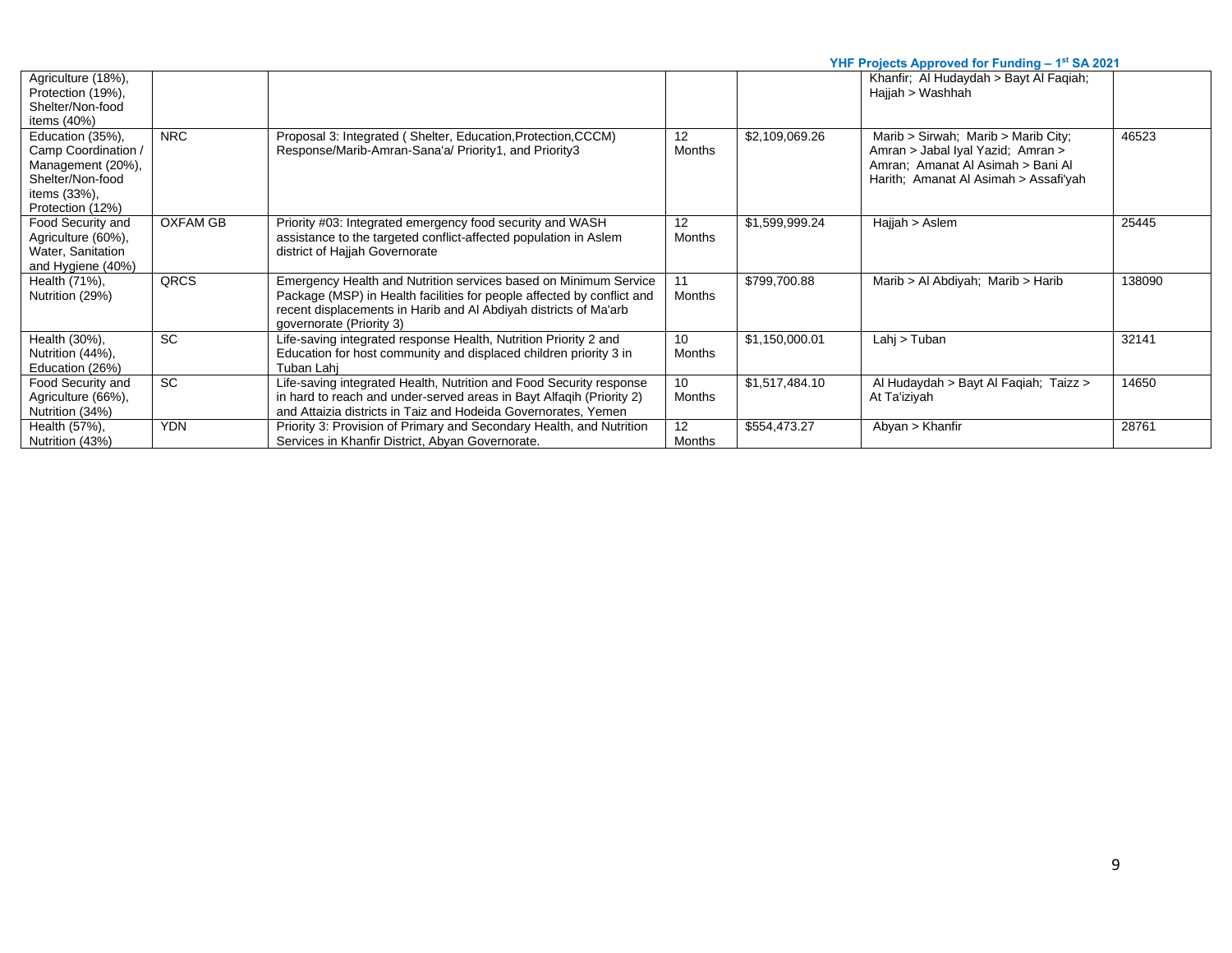| | | | | | | |
|---|---|---|---|---|---|---|
| Agriculture (18%), Protection (19%), Shelter/Non-food items (40%) | | | | | Khanfir; Al Hudaydah > Bayt Al Faqiah; Hajjah > Washhah | |
| Education (35%), Camp Coordination / Management (20%), Shelter/Non-food items (33%), Protection (12%) | NRC | Proposal 3: Integrated ( Shelter, Education,Protection,CCCM) Response/Marib-Amran-Sana'a/ Priority1, and Priority3 | 12 Months | $2,109,069.26 | Marib > Sirwah; Marib > Marib City; Amran > Jabal Iyal Yazid; Amran > Amran; Amanat Al Asimah > Bani Al Harith; Amanat Al Asimah > Assafi'yah | 46523 |
| Food Security and Agriculture (60%), Water, Sanitation and Hygiene (40%) | OXFAM GB | Priority #03: Integrated emergency food security and WASH assistance to the targeted conflict-affected population in Aslem district of Hajjah Governorate | 12 Months | $1,599,999.24 | Hajjah > Aslem | 25445 |
| Health (71%), Nutrition (29%) | QRCS | Emergency Health and Nutrition services based on Minimum Service Package (MSP) in Health facilities for people affected by conflict and recent displacements in Harib and Al Abdiyah districts of Ma'arb governorate (Priority 3) | 11 Months | $799,700.88 | Marib > Al Abdiyah; Marib > Harib | 138090 |
| Health (30%), Nutrition (44%), Education (26%) | SC | Life-saving integrated response Health, Nutrition Priority 2 and Education for host community and displaced children priority 3 in Tuban Lahj | 10 Months | $1,150,000.01 | Lahj > Tuban | 32141 |
| Food Security and Agriculture (66%), Nutrition (34%) | SC | Life-saving integrated Health, Nutrition and Food Security response in hard to reach and under-served areas in Bayt Alfaqih (Priority 2) and Attaizia districts in Taiz and Hodeida Governorates, Yemen | 10 Months | $1,517,484.10 | Al Hudaydah > Bayt Al Faqiah; Taizz > At Ta'iziyah | 14650 |
| Health (57%), Nutrition (43%) | YDN | Priority 3: Provision of Primary and Secondary Health, and Nutrition Services in Khanfir District, Abyan Governorate. | 12 Months | $554,473.27 | Abyan > Khanfir | 28761 |